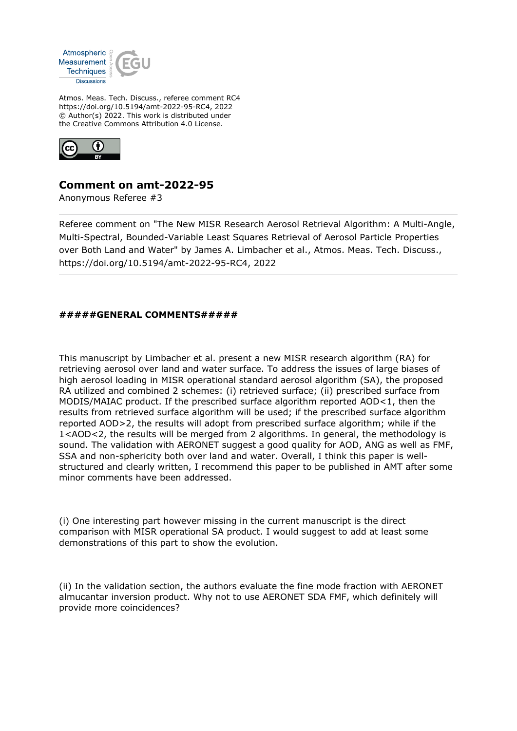Atmos. Meas. Tech. Discuss., referee comment RC4
https://doi.org/10.5194/amt-2022-95-RC4, 2022
© Author(s) 2022. This work is distributed under
the Creative Commons Attribution 4.0 License.

# Comment on amt-2022-95

Anonymous Referee #3

Referee comment on "The New MISR Research Aerosol Retrieval Algorithm: A Multi-Angle, Multi-Spectral, Bounded-Variable Least Squares Retrieval of Aerosol Particle Properties over Both Land and Water" by James A. Limbacher et al., Atmos. Meas. Tech. Discuss., https://doi.org/10.5194/amt-2022-95-RC4, 2022

**#####GENERAL COMMENTS#####**

This manuscript by Limbacher et al. present a new MISR research algorithm (RA) for retrieving aerosol over land and water surface. To address the issues of large biases of high aerosol loading in MISR operational standard aerosol algorithm (SA), the proposed RA utilized and combined 2 schemes: (i) retrieved surface; (ii) prescribed surface from MODIS/MAIAC product. If the prescribed surface algorithm reported AOD<1, then the results from retrieved surface algorithm will be used; if the prescribed surface algorithm reported AOD>2, the results will adopt from prescribed surface algorithm; while if the 1<AOD<2, the results will be merged from 2 algorithms. In general, the methodology is sound. The validation with AERONET suggest a good quality for AOD, ANG as well as FMF, SSA and non-sphericity both over land and water. Overall, I think this paper is well-structured and clearly written, I recommend this paper to be published in AMT after some minor comments have been addressed.

(i) One interesting part however missing in the current manuscript is the direct comparison with MISR operational SA product. I would suggest to add at least some demonstrations of this part to show the evolution.

(ii) In the validation section, the authors evaluate the fine mode fraction with AERONET almucantar inversion product. Why not to use AERONET SDA FMF, which definitely will provide more coincidences?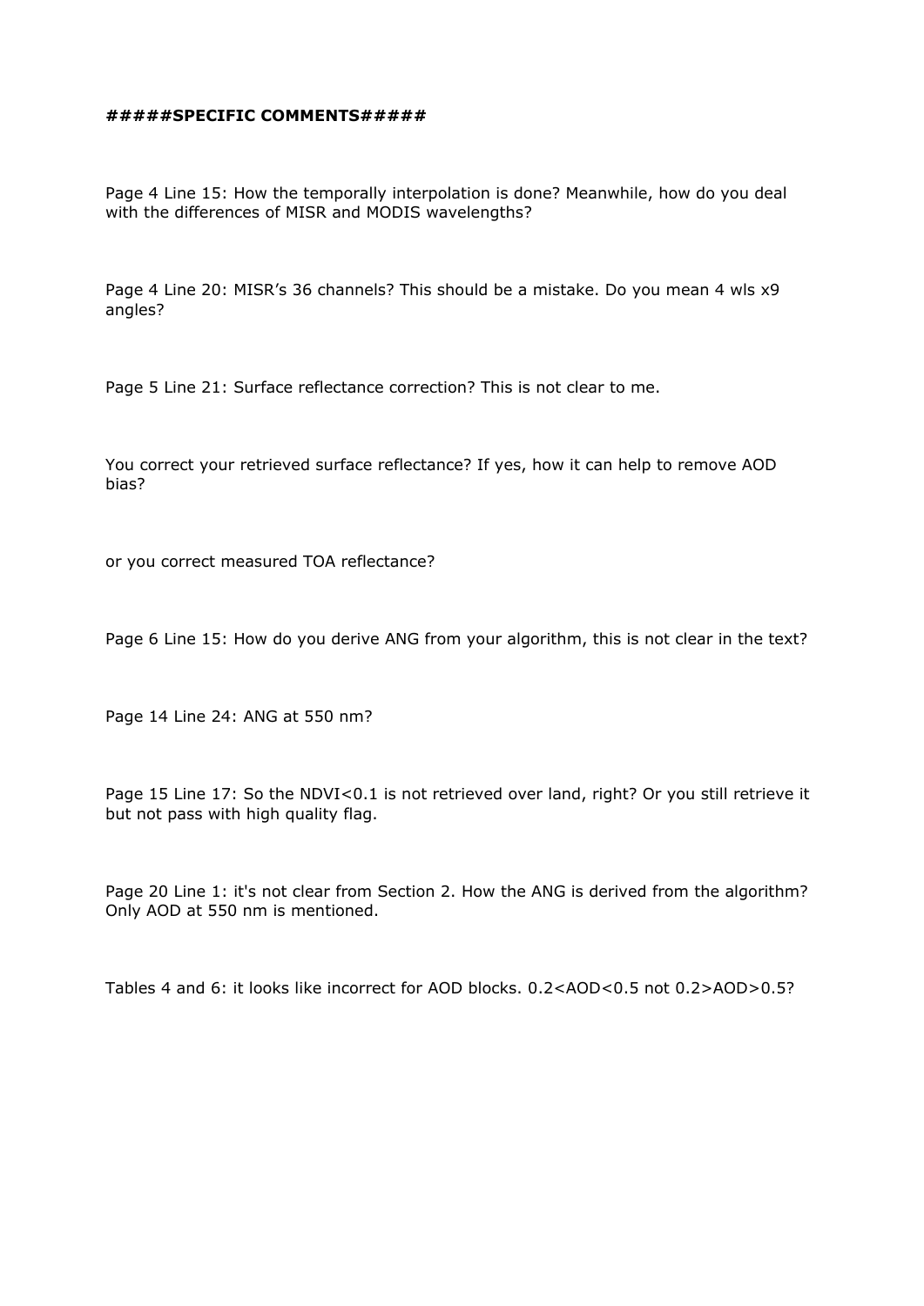**#####SPECIFIC COMMENTS#####**

Page 4 Line 15: How the temporally interpolation is done? Meanwhile, how do you deal with the differences of MISR and MODIS wavelengths?

Page 4 Line 20: MISR's 36 channels? This should be a mistake. Do you mean 4 wls x9 angles?

Page 5 Line 21: Surface reflectance correction? This is not clear to me.

You correct your retrieved surface reflectance? If yes, how it can help to remove AOD bias?

or you correct measured TOA reflectance?

Page 6 Line 15: How do you derive ANG from your algorithm, this is not clear in the text?

Page 14 Line 24: ANG at 550 nm?

Page 15 Line 17: So the NDVI<0.1 is not retrieved over land, right? Or you still retrieve it but not pass with high quality flag.

Page 20 Line 1: it's not clear from Section 2. How the ANG is derived from the algorithm? Only AOD at 550 nm is mentioned.

Tables 4 and 6: it looks like incorrect for AOD blocks. 0.2<AOD<0.5 not 0.2>AOD>0.5?